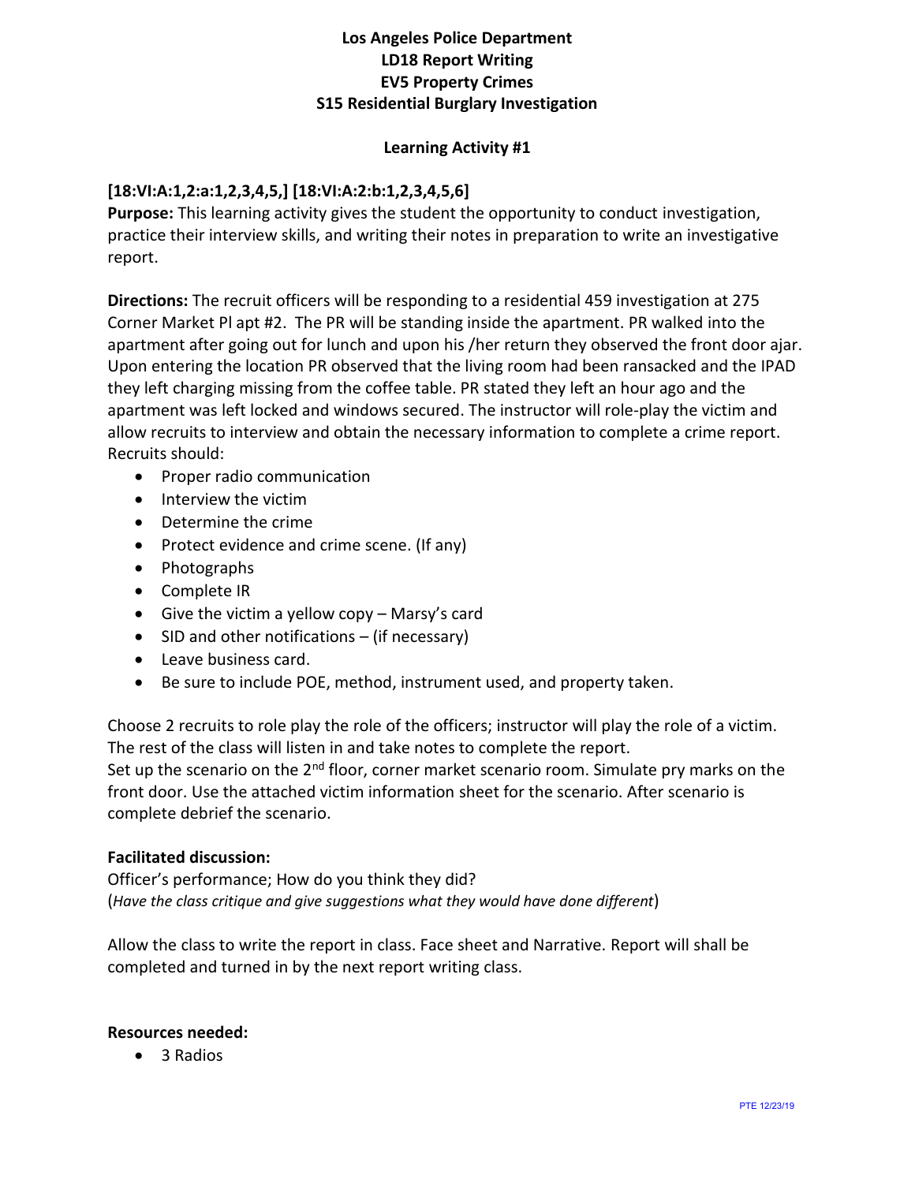# Los Angeles Police Department
## LD18 Report Writing
## EV5 Property Crimes
## S15 Residential Burglary Investigation

### Learning Activity #1

**[18:VI:A:1,2:a:1,2,3,4,5,] [18:VI:A:2:b:1,2,3,4,5,6]**

**Purpose:** This learning activity gives the student the opportunity to conduct investigation, practice their interview skills, and writing their notes in preparation to write an investigative report.

**Directions:** The recruit officers will be responding to a residential 459 investigation at 275 Corner Market Pl apt #2. The PR will be standing inside the apartment. PR walked into the apartment after going out for lunch and upon his /her return they observed the front door ajar. Upon entering the location PR observed that the living room had been ransacked and the IPAD they left charging missing from the coffee table. PR stated they left an hour ago and the apartment was left locked and windows secured. The instructor will role-play the victim and allow recruits to interview and obtain the necessary information to complete a crime report. Recruits should:

- Proper radio communication
- Interview the victim
- Determine the crime
- Protect evidence and crime scene. (If any)
- Photographs
- Complete IR
- Give the victim a yellow copy – Marsy's card
- SID and other notifications – (if necessary)
- Leave business card.
- Be sure to include POE, method, instrument used, and property taken.

Choose 2 recruits to role play the role of the officers; instructor will play the role of a victim. The rest of the class will listen in and take notes to complete the report.
Set up the scenario on the 2nd floor, corner market scenario room. Simulate pry marks on the front door. Use the attached victim information sheet for the scenario. After scenario is complete debrief the scenario.

**Facilitated discussion:**
Officer's performance; How do you think they did?
(*Have the class critique and give suggestions what they would have done different*)

Allow the class to write the report in class. Face sheet and Narrative. Report will shall be completed and turned in by the next report writing class.

**Resources needed:**

- 3 Radios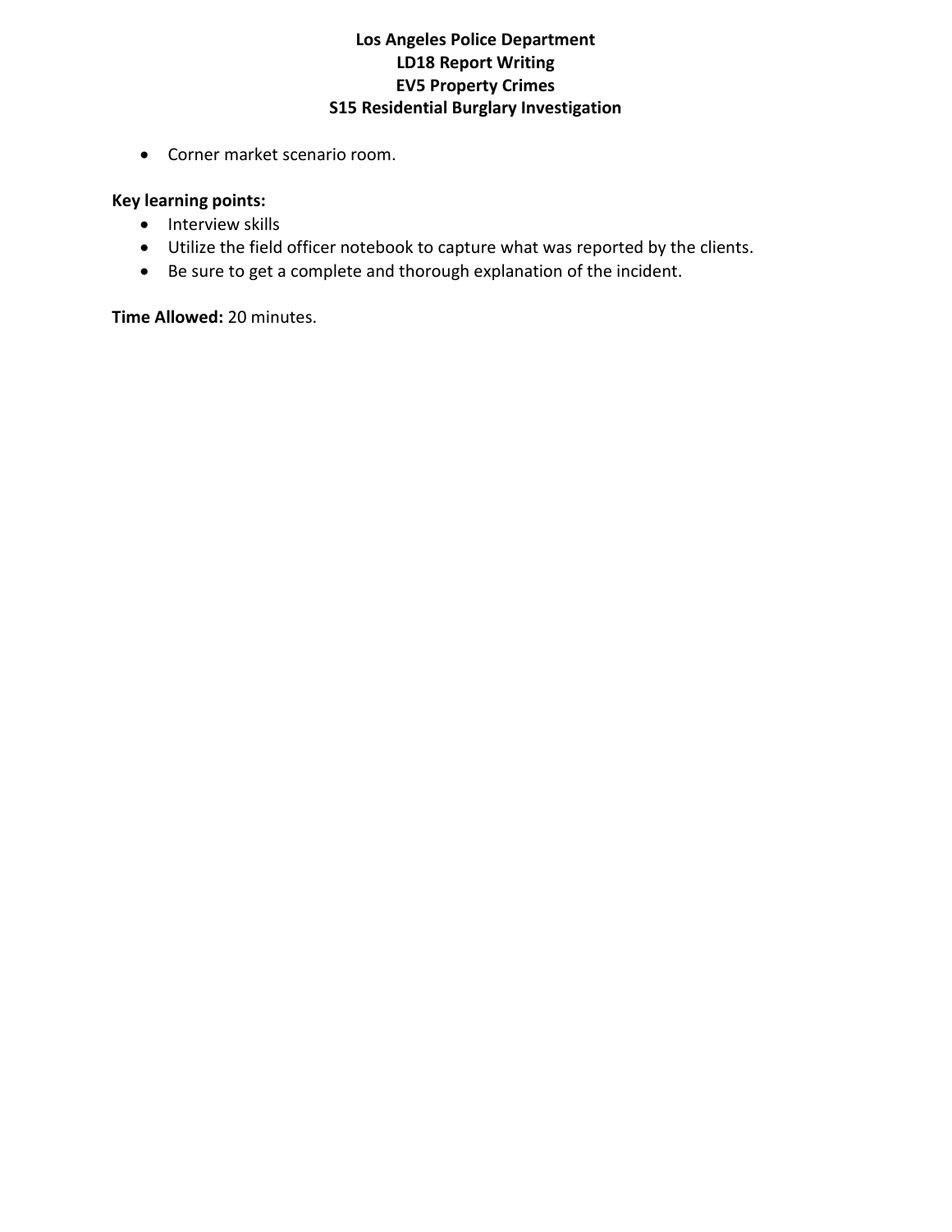- Corner market scenario room.

**Key learning points:**

- Interview skills
- Utilize the field officer notebook to capture what was reported by the clients.
- Be sure to get a complete and thorough explanation of the incident.

**Time Allowed:** 20 minutes.